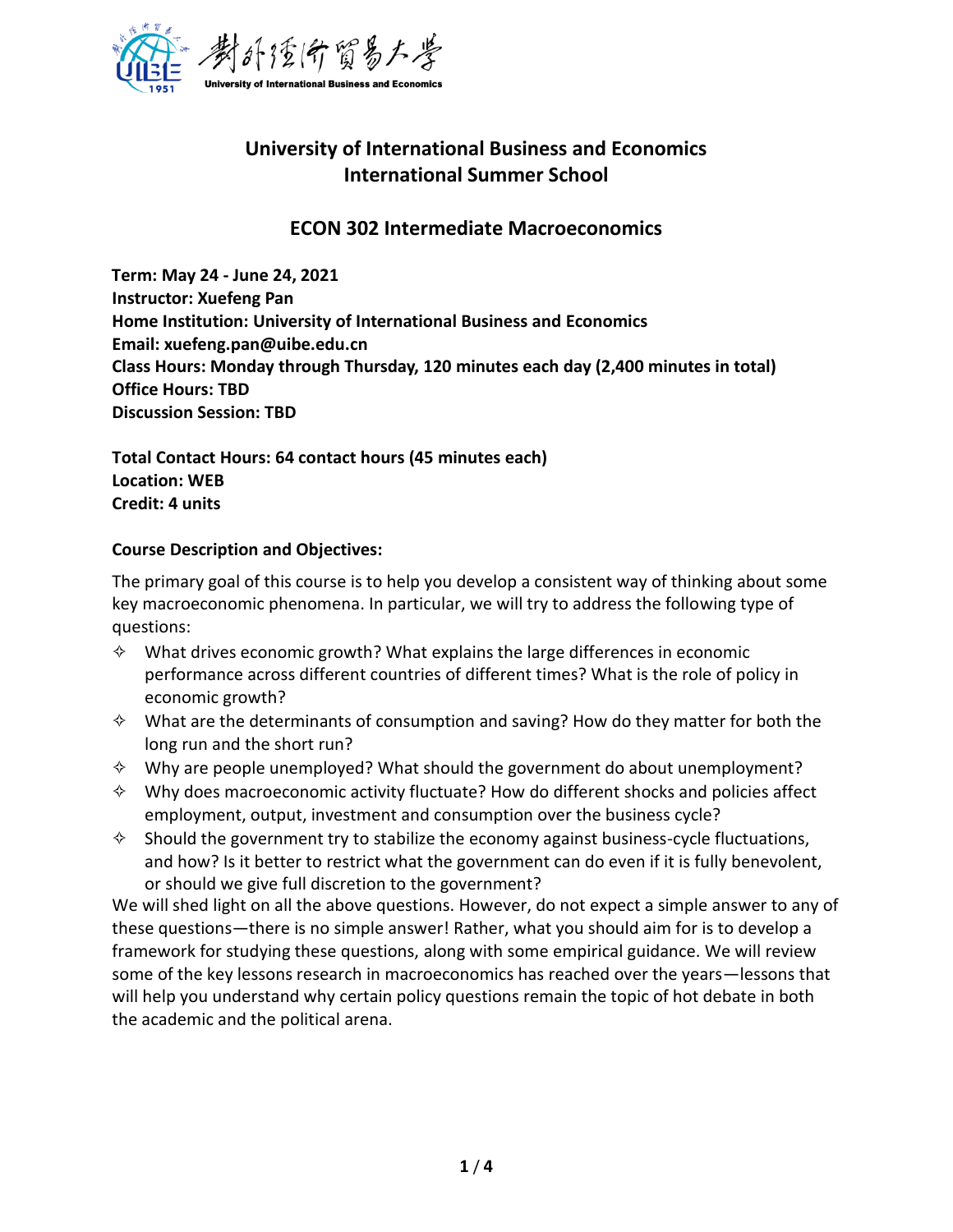## University of International Business and Economics
## International Summer School

# ECON 302 Intermediate Macroeconomics

**Term: May 24 - June 24, 2021**
**Instructor: Xuefeng Pan**
**Home Institution: University of International Business and Economics**
**Email: xuefeng.pan@uibe.edu.cn**
**Class Hours: Monday through Thursday, 120 minutes each day (2,400 minutes in total)**
**Office Hours: TBD**
**Discussion Session: TBD**

**Total Contact Hours: 64 contact hours (45 minutes each)**
**Location: WEB**
**Credit: 4 units**

**Course Description and Objectives:**

The primary goal of this course is to help you develop a consistent way of thinking about some key macroeconomic phenomena. In particular, we will try to address the following type of questions:

- What drives economic growth? What explains the large differences in economic performance across different countries of different times? What is the role of policy in economic growth?
- What are the determinants of consumption and saving? How do they matter for both the long run and the short run?
- Why are people unemployed? What should the government do about unemployment?
- Why does macroeconomic activity fluctuate? How do different shocks and policies affect employment, output, investment and consumption over the business cycle?
- Should the government try to stabilize the economy against business-cycle fluctuations, and how? Is it better to restrict what the government can do even if it is fully benevolent, or should we give full discretion to the government?

We will shed light on all the above questions. However, do not expect a simple answer to any of these questions—there is no simple answer! Rather, what you should aim for is to develop a framework for studying these questions, along with some empirical guidance. We will review some of the key lessons research in macroeconomics has reached over the years—lessons that will help you understand why certain policy questions remain the topic of hot debate in both the academic and the political arena.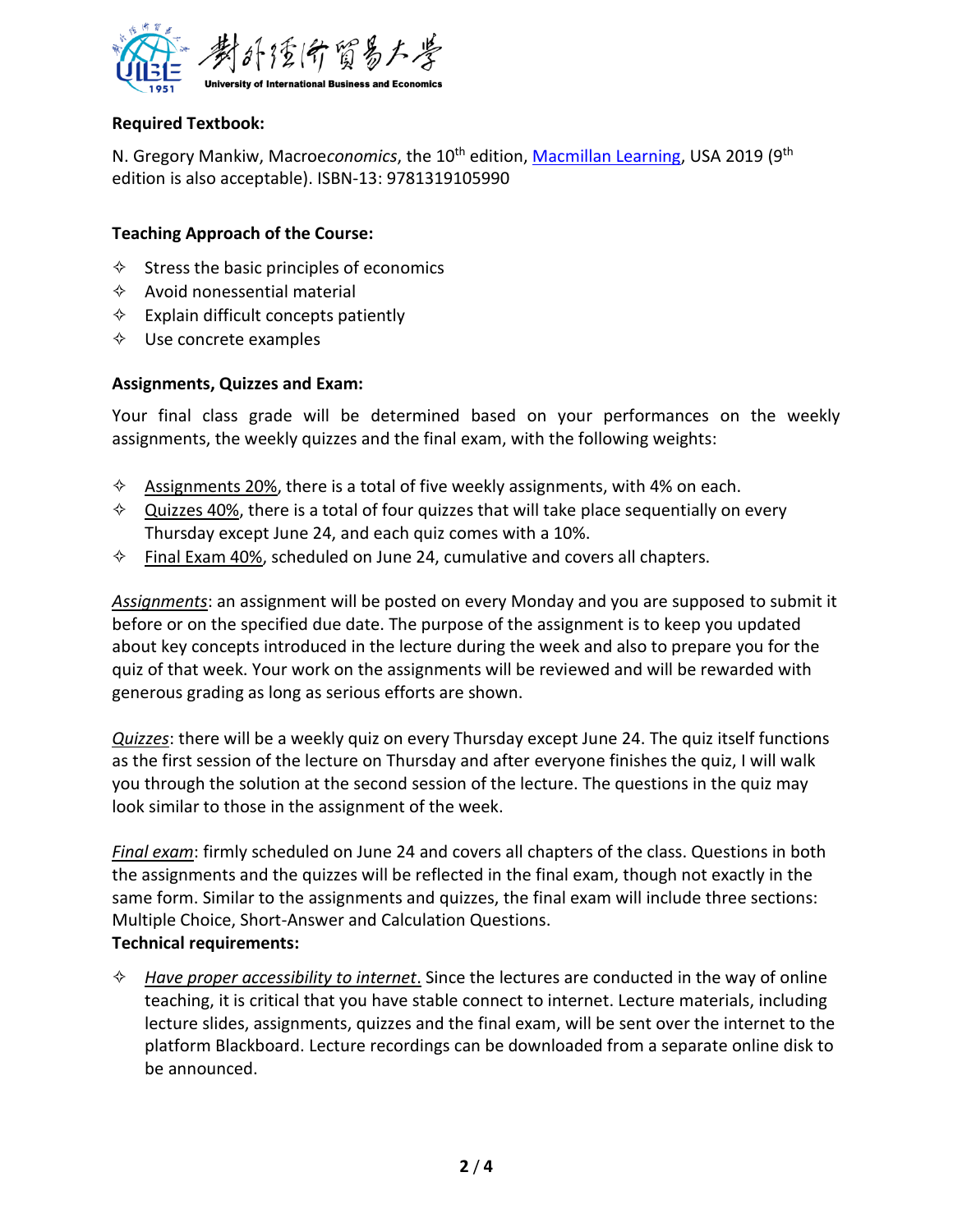**Required Textbook:**

N. Gregory Mankiw, Macro*economics*, the 10th edition, [Macmillan Learning](), USA 2019 (9th edition is also acceptable). ISBN-13: 9781319105990

**Teaching Approach of the Course:**

- Stress the basic principles of economics
- Avoid nonessential material
- Explain difficult concepts patiently
- Use concrete examples

**Assignments, Quizzes and Exam:**

Your final class grade will be determined based on your performances on the weekly assignments, the weekly quizzes and the final exam, with the following weights:

- Assignments 20%, there is a total of five weekly assignments, with 4% on each.
- Quizzes 40%, there is a total of four quizzes that will take place sequentially on every Thursday except June 24, and each quiz comes with a 10%.
- Final Exam 40%, scheduled on June 24, cumulative and covers all chapters.

*Assignments*: an assignment will be posted on every Monday and you are supposed to submit it before or on the specified due date. The purpose of the assignment is to keep you updated about key concepts introduced in the lecture during the week and also to prepare you for the quiz of that week. Your work on the assignments will be reviewed and will be rewarded with generous grading as long as serious efforts are shown.

*Quizzes*: there will be a weekly quiz on every Thursday except June 24. The quiz itself functions as the first session of the lecture on Thursday and after everyone finishes the quiz, I will walk you through the solution at the second session of the lecture. The questions in the quiz may look similar to those in the assignment of the week.

*Final exam*: firmly scheduled on June 24 and covers all chapters of the class. Questions in both the assignments and the quizzes will be reflected in the final exam, though not exactly in the same form. Similar to the assignments and quizzes, the final exam will include three sections: Multiple Choice, Short-Answer and Calculation Questions.

**Technical requirements:**

- *Have proper accessibility to internet*. Since the lectures are conducted in the way of online teaching, it is critical that you have stable connect to internet. Lecture materials, including lecture slides, assignments, quizzes and the final exam, will be sent over the internet to the platform Blackboard. Lecture recordings can be downloaded from a separate online disk to be announced.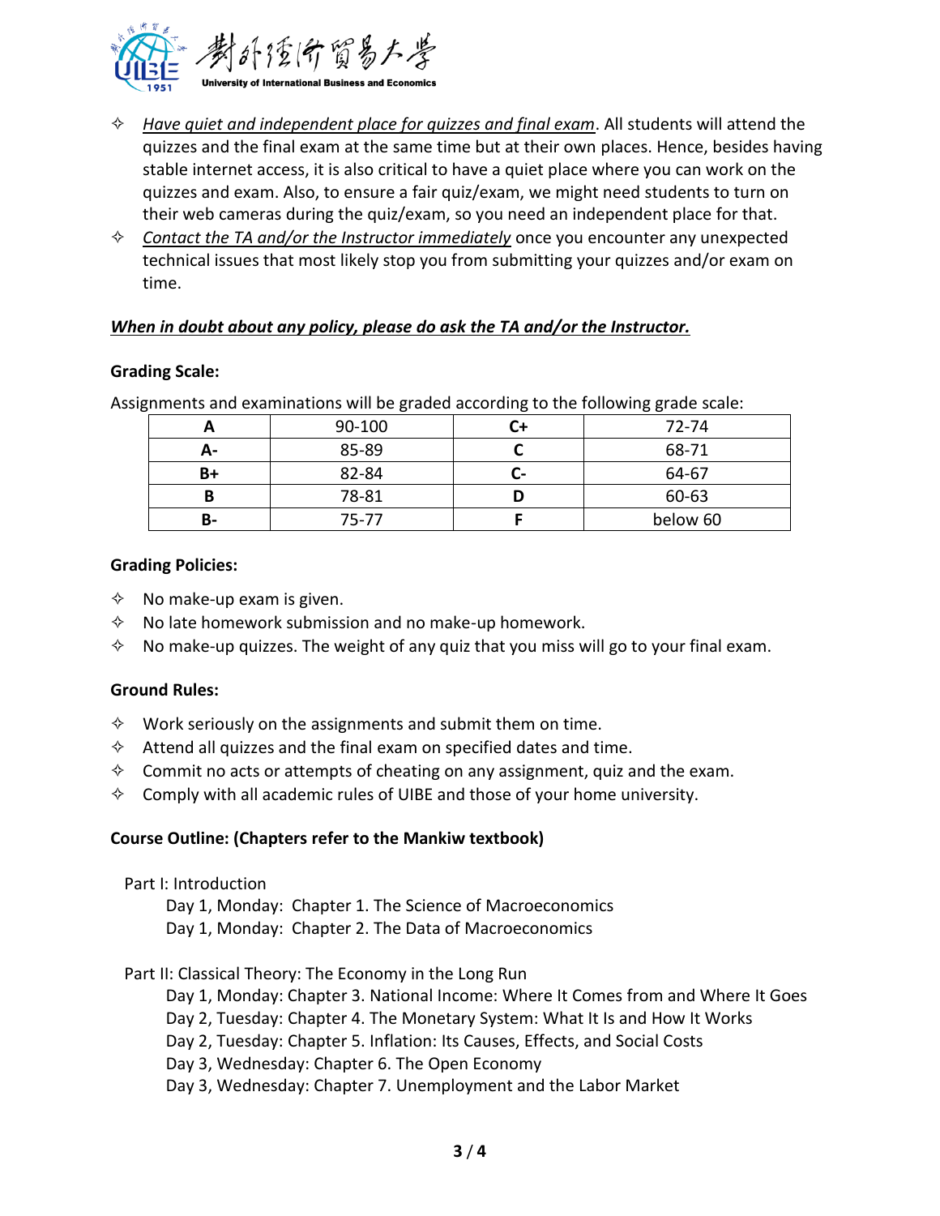- *Have quiet and independent place for quizzes and final exam*. All students will attend the quizzes and the final exam at the same time but at their own places. Hence, besides having stable internet access, it is also critical to have a quiet place where you can work on the quizzes and exam. Also, to ensure a fair quiz/exam, we might need students to turn on their web cameras during the quiz/exam, so you need an independent place for that.
- *Contact the TA and/or the Instructor immediately* once you encounter any unexpected technical issues that most likely stop you from submitting your quizzes and/or exam on time.

***When in doubt about any policy, please do ask the TA and/or the Instructor.***

**Grading Scale:**

Assignments and examinations will be graded according to the following grade scale:

| A | 90-100 | C+ | 72-74 |
|---|---|---|---|
| A- | 85-89 | C | 68-71 |
| B+ | 82-84 | C- | 64-67 |
| B | 78-81 | D | 60-63 |
| B- | 75-77 | F | below 60 |

**Grading Policies:**

- No make-up exam is given.
- No late homework submission and no make-up homework.
- No make-up quizzes. The weight of any quiz that you miss will go to your final exam.

**Ground Rules:**

- Work seriously on the assignments and submit them on time.
- Attend all quizzes and the final exam on specified dates and time.
- Commit no acts or attempts of cheating on any assignment, quiz and the exam.
- Comply with all academic rules of UIBE and those of your home university.

**Course Outline: (Chapters refer to the Mankiw textbook)**

Part I: Introduction

- Day 1, Monday: Chapter 1. The Science of Macroeconomics
- Day 1, Monday: Chapter 2. The Data of Macroeconomics

Part II: Classical Theory: The Economy in the Long Run

- Day 1, Monday: Chapter 3. National Income: Where It Comes from and Where It Goes
- Day 2, Tuesday: Chapter 4. The Monetary System: What It Is and How It Works
- Day 2, Tuesday: Chapter 5. Inflation: Its Causes, Effects, and Social Costs
- Day 3, Wednesday: Chapter 6. The Open Economy
- Day 3, Wednesday: Chapter 7. Unemployment and the Labor Market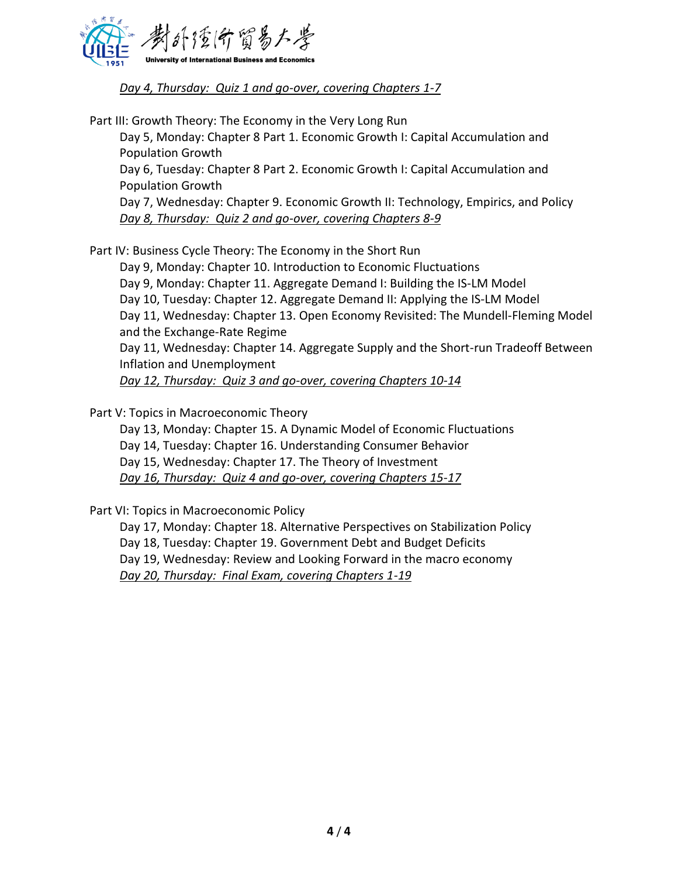*Day 4, Thursday: Quiz 1 and go-over, covering Chapters 1-7*

Part III: Growth Theory: The Economy in the Very Long Run

- Day 5, Monday: Chapter 8 Part 1. Economic Growth I: Capital Accumulation and Population Growth
- Day 6, Tuesday: Chapter 8 Part 2. Economic Growth I: Capital Accumulation and Population Growth
- Day 7, Wednesday: Chapter 9. Economic Growth II: Technology, Empirics, and Policy
- *Day 8, Thursday: Quiz 2 and go-over, covering Chapters 8-9*

Part IV: Business Cycle Theory: The Economy in the Short Run

- Day 9, Monday: Chapter 10. Introduction to Economic Fluctuations
- Day 9, Monday: Chapter 11. Aggregate Demand I: Building the IS-LM Model
- Day 10, Tuesday: Chapter 12. Aggregate Demand II: Applying the IS-LM Model
- Day 11, Wednesday: Chapter 13. Open Economy Revisited: The Mundell-Fleming Model and the Exchange-Rate Regime
- Day 11, Wednesday: Chapter 14. Aggregate Supply and the Short-run Tradeoff Between Inflation and Unemployment
- *Day 12, Thursday: Quiz 3 and go-over, covering Chapters 10-14*

Part V: Topics in Macroeconomic Theory

- Day 13, Monday: Chapter 15. A Dynamic Model of Economic Fluctuations
- Day 14, Tuesday: Chapter 16. Understanding Consumer Behavior
- Day 15, Wednesday: Chapter 17. The Theory of Investment
- *Day 16, Thursday: Quiz 4 and go-over, covering Chapters 15-17*

Part VI: Topics in Macroeconomic Policy

- Day 17, Monday: Chapter 18. Alternative Perspectives on Stabilization Policy
- Day 18, Tuesday: Chapter 19. Government Debt and Budget Deficits
- Day 19, Wednesday: Review and Looking Forward in the macro economy
- *Day 20, Thursday: Final Exam, covering Chapters 1-19*